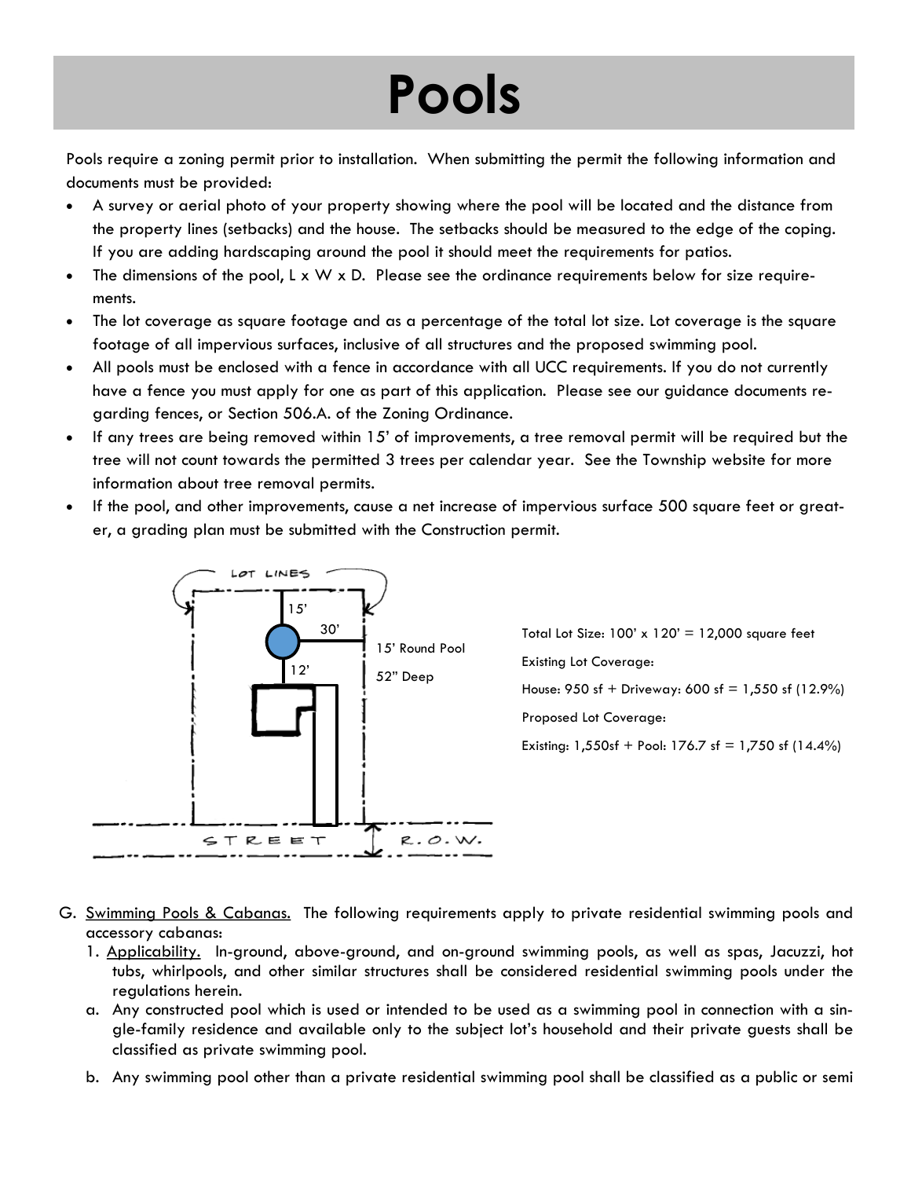# Pools

Pools require a zoning permit prior to installation. When submitting the permit the following information and documents must be provided:

- A survey or aerial photo of your property showing where the pool will be located and the distance from the property lines (setbacks) and the house. The setbacks should be measured to the edge of the coping. If you are adding hardscaping around the pool it should meet the requirements for patios.
- The dimensions of the pool, L x W x D. Please see the ordinance requirements below for size requirements.
- The lot coverage as square footage and as a percentage of the total lot size. Lot coverage is the square footage of all impervious surfaces, inclusive of all structures and the proposed swimming pool.
- All pools must be enclosed with a fence in accordance with all UCC requirements. If you do not currently have a fence you must apply for one as part of this application. Please see our guidance documents regarding fences, or Section 506.A. of the Zoning Ordinance.
- If any trees are being removed within 15' of improvements, a tree removal permit will be required but the tree will not count towards the permitted 3 trees per calendar year. See the Township website for more information about tree removal permits.
- If the pool, and other improvements, cause a net increase of impervious surface 500 square feet or greater, a grading plan must be submitted with the Construction permit.

LOT LINES

15'

30'

15' Round Pool

52" Deep

12'

STREET

R.O.W.

Total Lot Size: 100' x 120' = 12,000 square feet

Existing Lot Coverage:

House: 950 sf + Driveway: 600 sf = 1,550 sf (12.9%)

Proposed Lot Coverage:

Existing: 1,550sf + Pool: 176.7 sf = 1,750 sf (14.4%)

G. Swimming Pools & Cabanas. The following requirements apply to private residential swimming pools and accessory cabanas:

1. Applicability. In-ground, above-ground, and on-ground swimming pools, as well as spas, Jacuzzi, hot tubs, whirlpools, and other similar structures shall be considered residential swimming pools under the regulations herein.

   a. Any constructed pool which is used or intended to be used as a swimming pool in connection with a single-family residence and available only to the subject lot's household and their private guests shall be classified as private swimming pool.

   b. Any swimming pool other than a private residential swimming pool shall be classified as a public or semi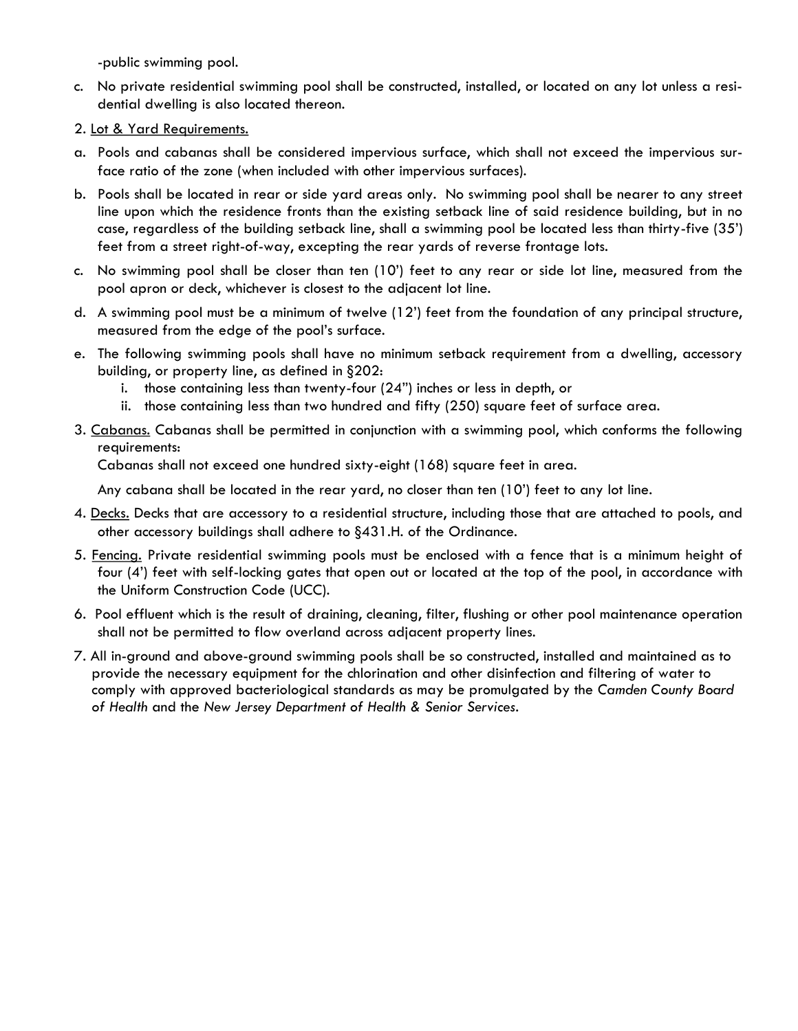-public swimming pool.

c. No private residential swimming pool shall be constructed, installed, or located on any lot unless a residential dwelling is also located thereon.

2. Lot & Yard Requirements.

a. Pools and cabanas shall be considered impervious surface, which shall not exceed the impervious surface ratio of the zone (when included with other impervious surfaces).

b. Pools shall be located in rear or side yard areas only. No swimming pool shall be nearer to any street line upon which the residence fronts than the existing setback line of said residence building, but in no case, regardless of the building setback line, shall a swimming pool be located less than thirty-five (35') feet from a street right-of-way, excepting the rear yards of reverse frontage lots.

c. No swimming pool shall be closer than ten (10') feet to any rear or side lot line, measured from the pool apron or deck, whichever is closest to the adjacent lot line.

d. A swimming pool must be a minimum of twelve (12') feet from the foundation of any principal structure, measured from the edge of the pool's surface.

e. The following swimming pools shall have no minimum setback requirement from a dwelling, accessory building, or property line, as defined in §202:
   i. those containing less than twenty-four (24") inches or less in depth, or
   ii. those containing less than two hundred and fifty (250) square feet of surface area.

3. Cabanas. Cabanas shall be permitted in conjunction with a swimming pool, which conforms the following requirements:

   Cabanas shall not exceed one hundred sixty-eight (168) square feet in area.

   Any cabana shall be located in the rear yard, no closer than ten (10') feet to any lot line.

4. Decks. Decks that are accessory to a residential structure, including those that are attached to pools, and other accessory buildings shall adhere to §431.H. of the Ordinance.

5. Fencing. Private residential swimming pools must be enclosed with a fence that is a minimum height of four (4') feet with self-locking gates that open out or located at the top of the pool, in accordance with the Uniform Construction Code (UCC).

6. Pool effluent which is the result of draining, cleaning, filter, flushing or other pool maintenance operation shall not be permitted to flow overland across adjacent property lines.

7. All in-ground and above-ground swimming pools shall be so constructed, installed and maintained as to provide the necessary equipment for the chlorination and other disinfection and filtering of water to comply with approved bacteriological standards as may be promulgated by the *Camden County Board of Health* and the *New Jersey Department of Health & Senior Services*.